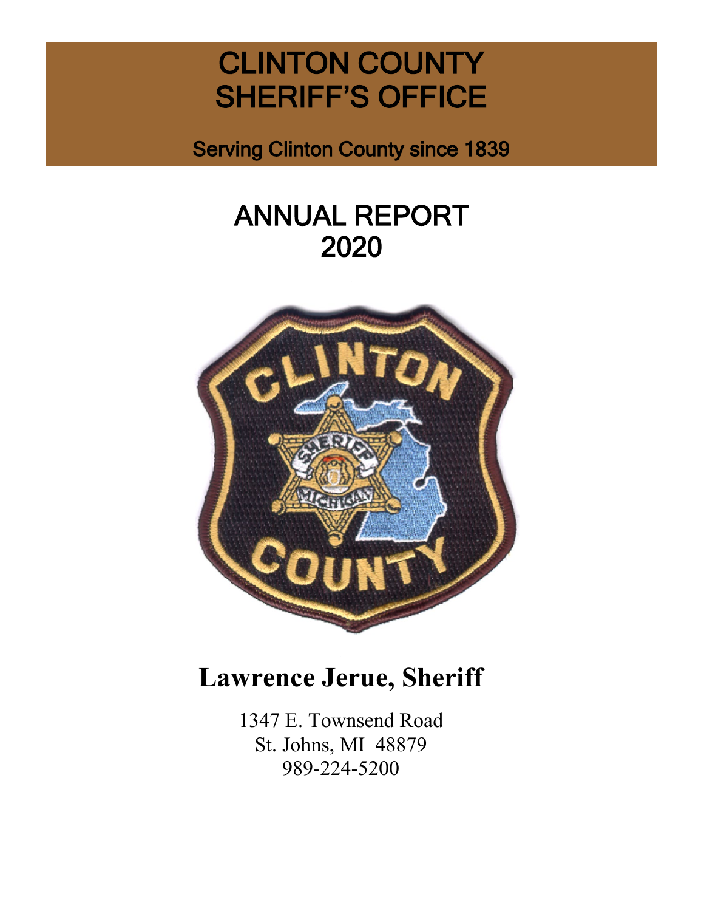# CLINTON COUNTY SHERIFF'S OFFICE

Serving Clinton County since 1839

# ANNUAL REPORT 2020

## Lawrence Jerue, Sheriff

1347 E. Townsend Road
St. Johns, MI 48879
989-224-5200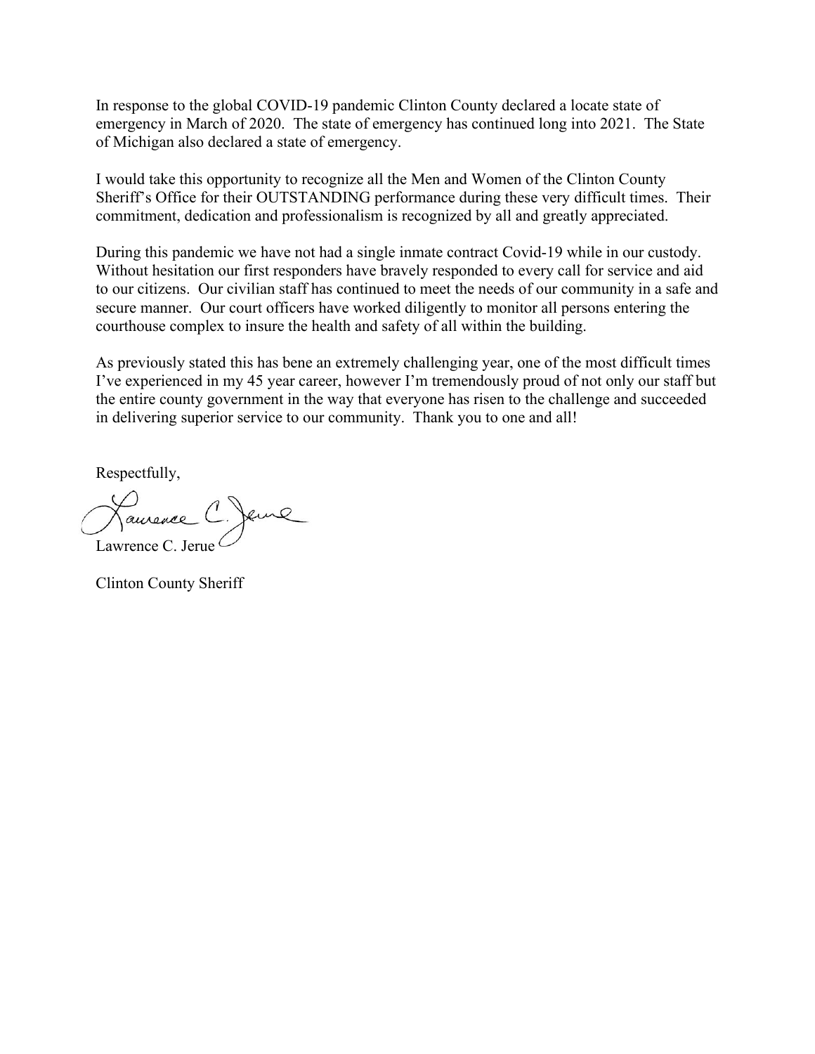In response to the global COVID-19 pandemic Clinton County declared a locate state of emergency in March of 2020. The state of emergency has continued long into 2021. The State of Michigan also declared a state of emergency.

I would take this opportunity to recognize all the Men and Women of the Clinton County Sheriff's Office for their OUTSTANDING performance during these very difficult times. Their commitment, dedication and professionalism is recognized by all and greatly appreciated.

During this pandemic we have not had a single inmate contract Covid-19 while in our custody. Without hesitation our first responders have bravely responded to every call for service and aid to our citizens. Our civilian staff has continued to meet the needs of our community in a safe and secure manner. Our court officers have worked diligently to monitor all persons entering the courthouse complex to insure the health and safety of all within the building.

As previously stated this has bene an extremely challenging year, one of the most difficult times I've experienced in my 45 year career, however I'm tremendously proud of not only our staff but the entire county government in the way that everyone has risen to the challenge and succeeded in delivering superior service to our community. Thank you to one and all!

Respectfully,

Lawrence C. Jerue

Clinton County Sheriff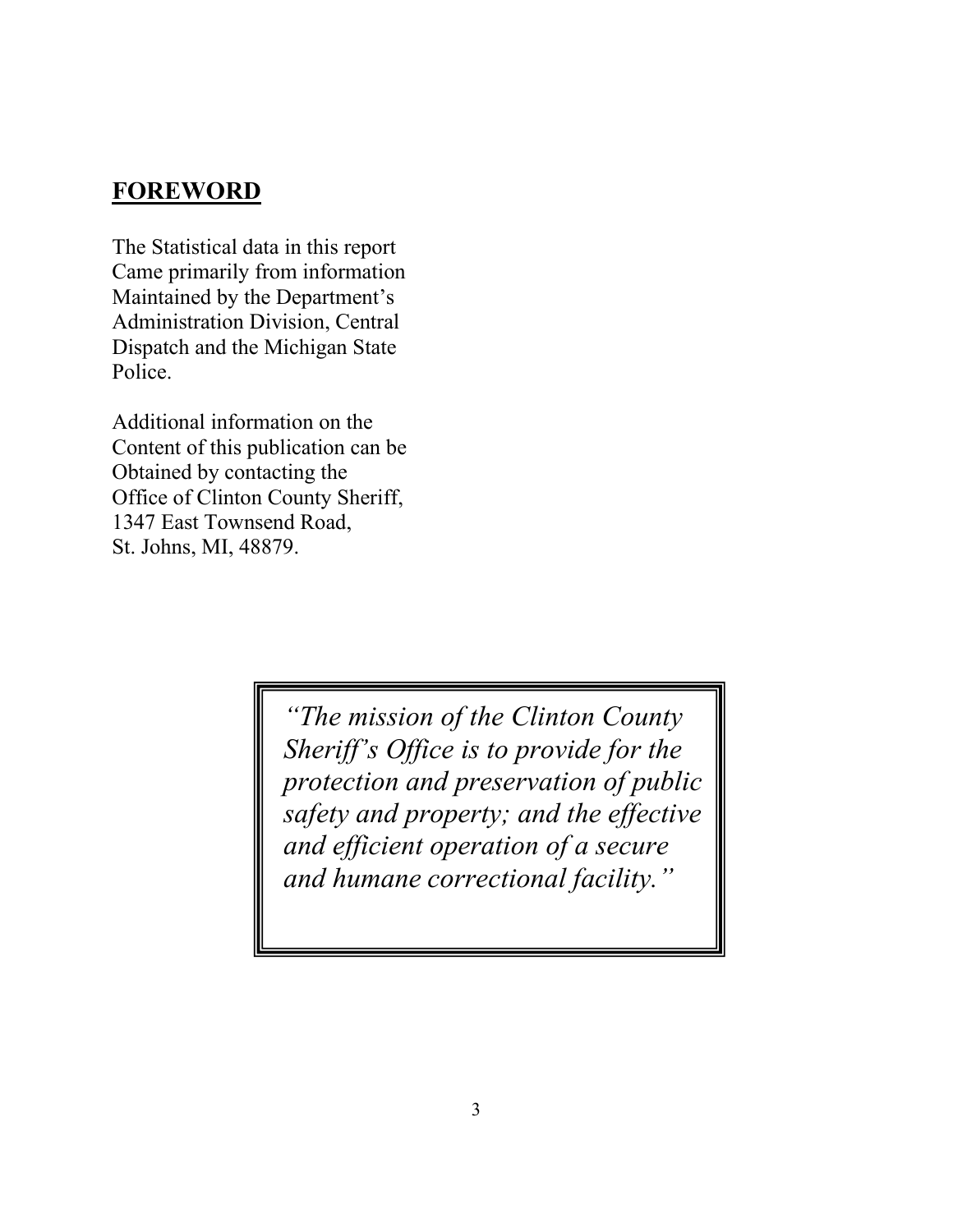## FOREWORD

The Statistical data in this report Came primarily from information Maintained by the Department's Administration Division, Central Dispatch and the Michigan State Police.

Additional information on the Content of this publication can be Obtained by contacting the Office of Clinton County Sheriff, 1347 East Townsend Road, St. Johns, MI, 48879.

> *"The mission of the Clinton County Sheriff's Office is to provide for the protection and preservation of public safety and property; and the effective and efficient operation of a secure and humane correctional facility."*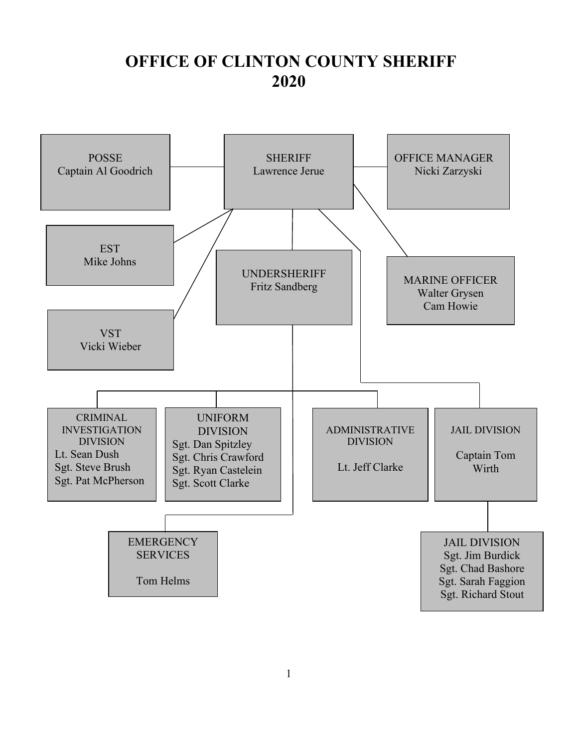# OFFICE OF CLINTON COUNTY SHERIFF
# 2020

**POSSE**
Captain Al Goodrich

**SHERIFF**
Lawrence Jerue

**OFFICE MANAGER**
Nicki Zarzyski

**EST**
Mike Johns

**UNDERSHERIFF**
Fritz Sandberg

**MARINE OFFICER**
Walter Grysen
Cam Howie

**VST**
Vicki Wieber

**CRIMINAL INVESTIGATION DIVISION**
Lt. Sean Dush
Sgt. Steve Brush
Sgt. Pat McPherson

**UNIFORM DIVISION**
Sgt. Dan Spitzley
Sgt. Chris Crawford
Sgt. Ryan Castelein
Sgt. Scott Clarke

**ADMINISTRATIVE DIVISION**
Lt. Jeff Clarke

**JAIL DIVISION**
Captain Tom Wirth

**EMERGENCY SERVICES**
Tom Helms

**JAIL DIVISION**
Sgt. Jim Burdick
Sgt. Chad Bashore
Sgt. Sarah Faggion
Sgt. Richard Stout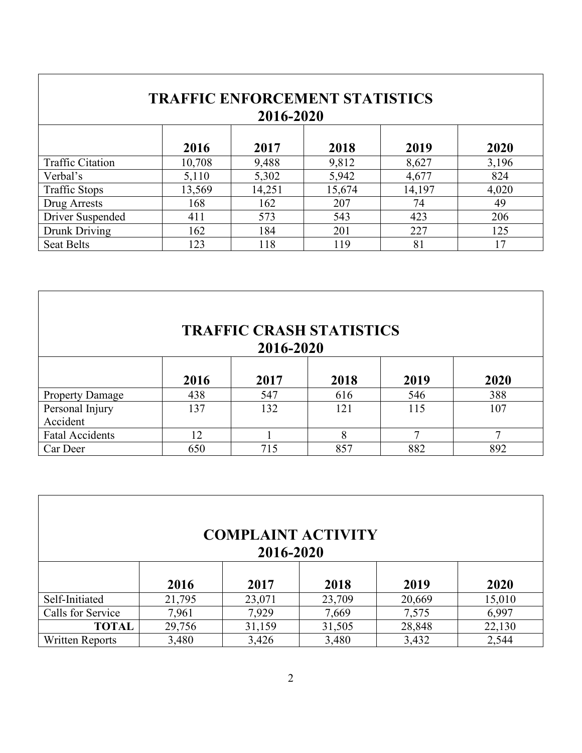## TRAFFIC ENFORCEMENT STATISTICS
## 2016-2020

| | 2016 | 2017 | 2018 | 2019 | 2020 |
|---|---|---|---|---|---|
| Traffic Citation | 10,708 | 9,488 | 9,812 | 8,627 | 3,196 |
| Verbal's | 5,110 | 5,302 | 5,942 | 4,677 | 824 |
| Traffic Stops | 13,569 | 14,251 | 15,674 | 14,197 | 4,020 |
| Drug Arrests | 168 | 162 | 207 | 74 | 49 |
| Driver Suspended | 411 | 573 | 543 | 423 | 206 |
| Drunk Driving | 162 | 184 | 201 | 227 | 125 |
| Seat Belts | 123 | 118 | 119 | 81 | 17 |

## TRAFFIC CRASH STATISTICS
## 2016-2020

| | 2016 | 2017 | 2018 | 2019 | 2020 |
|---|---|---|---|---|---|
| Property Damage | 438 | 547 | 616 | 546 | 388 |
| Personal Injury Accident | 137 | 132 | 121 | 115 | 107 |
| Fatal Accidents | 12 | 1 | 8 | 7 | 7 |
| Car Deer | 650 | 715 | 857 | 882 | 892 |

## COMPLAINT ACTIVITY
## 2016-2020

| | 2016 | 2017 | 2018 | 2019 | 2020 |
|---|---|---|---|---|---|
| Self-Initiated | 21,795 | 23,071 | 23,709 | 20,669 | 15,010 |
| Calls for Service | 7,961 | 7,929 | 7,669 | 7,575 | 6,997 |
| **TOTAL** | 29,756 | 31,159 | 31,505 | 28,848 | 22,130 |
| Written Reports | 3,480 | 3,426 | 3,480 | 3,432 | 2,544 |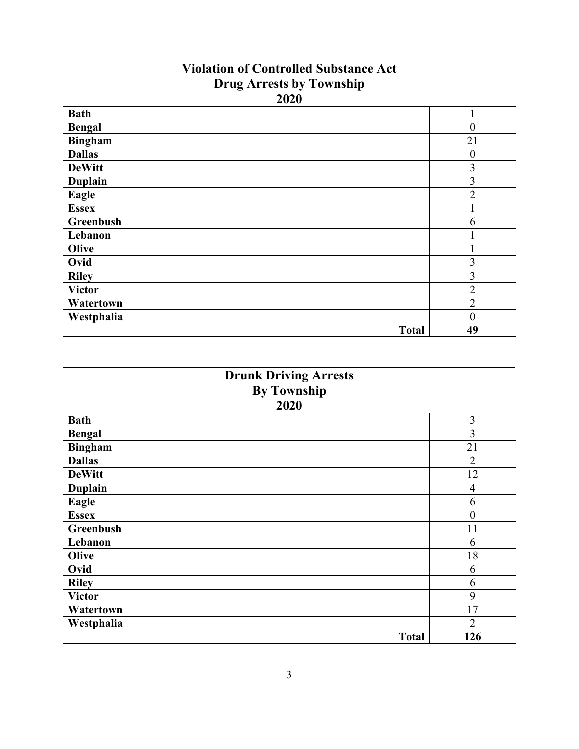| Violation of Controlled Substance Act<br>Drug Arrests by Township<br>2020 | |
|---|---|
| **Bath** | 1 |
| **Bengal** | 0 |
| **Bingham** | 21 |
| **Dallas** | 0 |
| **DeWitt** | 3 |
| **Duplain** | 3 |
| **Eagle** | 2 |
| **Essex** | 1 |
| **Greenbush** | 6 |
| **Lebanon** | 1 |
| **Olive** | 1 |
| **Ovid** | 3 |
| **Riley** | 3 |
| **Victor** | 2 |
| **Watertown** | 2 |
| **Westphalia** | 0 |
| **Total** | **49** |

| Drunk Driving Arrests<br>By Township<br>2020 | |
|---|---|
| **Bath** | 3 |
| **Bengal** | 3 |
| **Bingham** | 21 |
| **Dallas** | 2 |
| **DeWitt** | 12 |
| **Duplain** | 4 |
| **Eagle** | 6 |
| **Essex** | 0 |
| **Greenbush** | 11 |
| **Lebanon** | 6 |
| **Olive** | 18 |
| **Ovid** | 6 |
| **Riley** | 6 |
| **Victor** | 9 |
| **Watertown** | 17 |
| **Westphalia** | 2 |
| **Total** | **126** |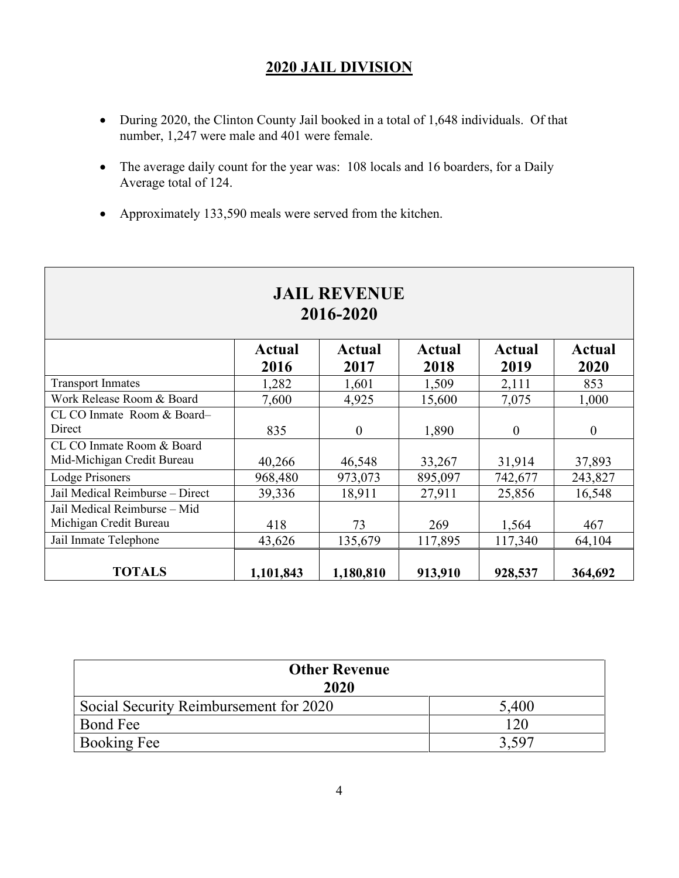## 2020 JAIL DIVISION

- During 2020, the Clinton County Jail booked in a total of 1,648 individuals. Of that number, 1,247 were male and 401 were female.
- The average daily count for the year was: 108 locals and 16 boarders, for a Daily Average total of 124.
- Approximately 133,590 meals were served from the kitchen.

| JAIL REVENUE 2016-2020 | | | | | |
|---|---|---|---|---|---|
| | Actual 2016 | Actual 2017 | Actual 2018 | Actual 2019 | Actual 2020 |
| Transport Inmates | 1,282 | 1,601 | 1,509 | 2,111 | 853 |
| Work Release Room & Board | 7,600 | 4,925 | 15,600 | 7,075 | 1,000 |
| CL CO Inmate Room & Board– Direct | 835 | 0 | 1,890 | 0 | 0 |
| CL CO Inmate Room & Board Mid-Michigan Credit Bureau | 40,266 | 46,548 | 33,267 | 31,914 | 37,893 |
| Lodge Prisoners | 968,480 | 973,073 | 895,097 | 742,677 | 243,827 |
| Jail Medical Reimburse – Direct | 39,336 | 18,911 | 27,911 | 25,856 | 16,548 |
| Jail Medical Reimburse – Mid Michigan Credit Bureau | 418 | 73 | 269 | 1,564 | 467 |
| Jail Inmate Telephone | 43,626 | 135,679 | 117,895 | 117,340 | 64,104 |
| **TOTALS** | **1,101,843** | **1,180,810** | **913,910** | **928,537** | **364,692** |

| Other Revenue 2020 | |
|---|---|
| Social Security Reimbursement for 2020 | 5,400 |
| Bond Fee | 120 |
| Booking Fee | 3,597 |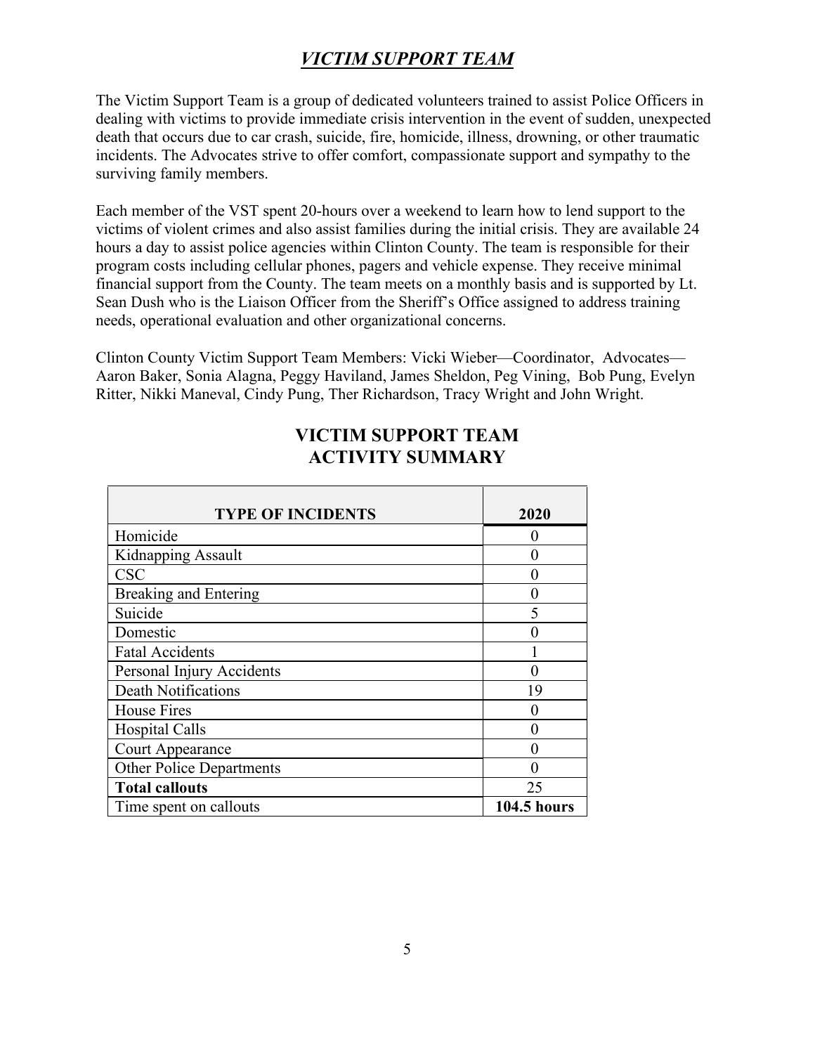## ***VICTIM SUPPORT TEAM***

The Victim Support Team is a group of dedicated volunteers trained to assist Police Officers in dealing with victims to provide immediate crisis intervention in the event of sudden, unexpected death that occurs due to car crash, suicide, fire, homicide, illness, drowning, or other traumatic incidents. The Advocates strive to offer comfort, compassionate support and sympathy to the surviving family members.

Each member of the VST spent 20-hours over a weekend to learn how to lend support to the victims of violent crimes and also assist families during the initial crisis. They are available 24 hours a day to assist police agencies within Clinton County. The team is responsible for their program costs including cellular phones, pagers and vehicle expense. They receive minimal financial support from the County. The team meets on a monthly basis and is supported by Lt. Sean Dush who is the Liaison Officer from the Sheriff's Office assigned to address training needs, operational evaluation and other organizational concerns.

Clinton County Victim Support Team Members: Vicki Wieber—Coordinator, Advocates—Aaron Baker, Sonia Alagna, Peggy Haviland, James Sheldon, Peg Vining, Bob Pung, Evelyn Ritter, Nikki Maneval, Cindy Pung, Ther Richardson, Tracy Wright and John Wright.

## VICTIM SUPPORT TEAM ACTIVITY SUMMARY

| TYPE OF INCIDENTS | 2020 |
|---|---|
| Homicide | 0 |
| Kidnapping Assault | 0 |
| CSC | 0 |
| Breaking and Entering | 0 |
| Suicide | 5 |
| Domestic | 0 |
| Fatal Accidents | 1 |
| Personal Injury Accidents | 0 |
| Death Notifications | 19 |
| House Fires | 0 |
| Hospital Calls | 0 |
| Court Appearance | 0 |
| Other Police Departments | 0 |
| **Total callouts** | 25 |
| Time spent on callouts | **104.5 hours** |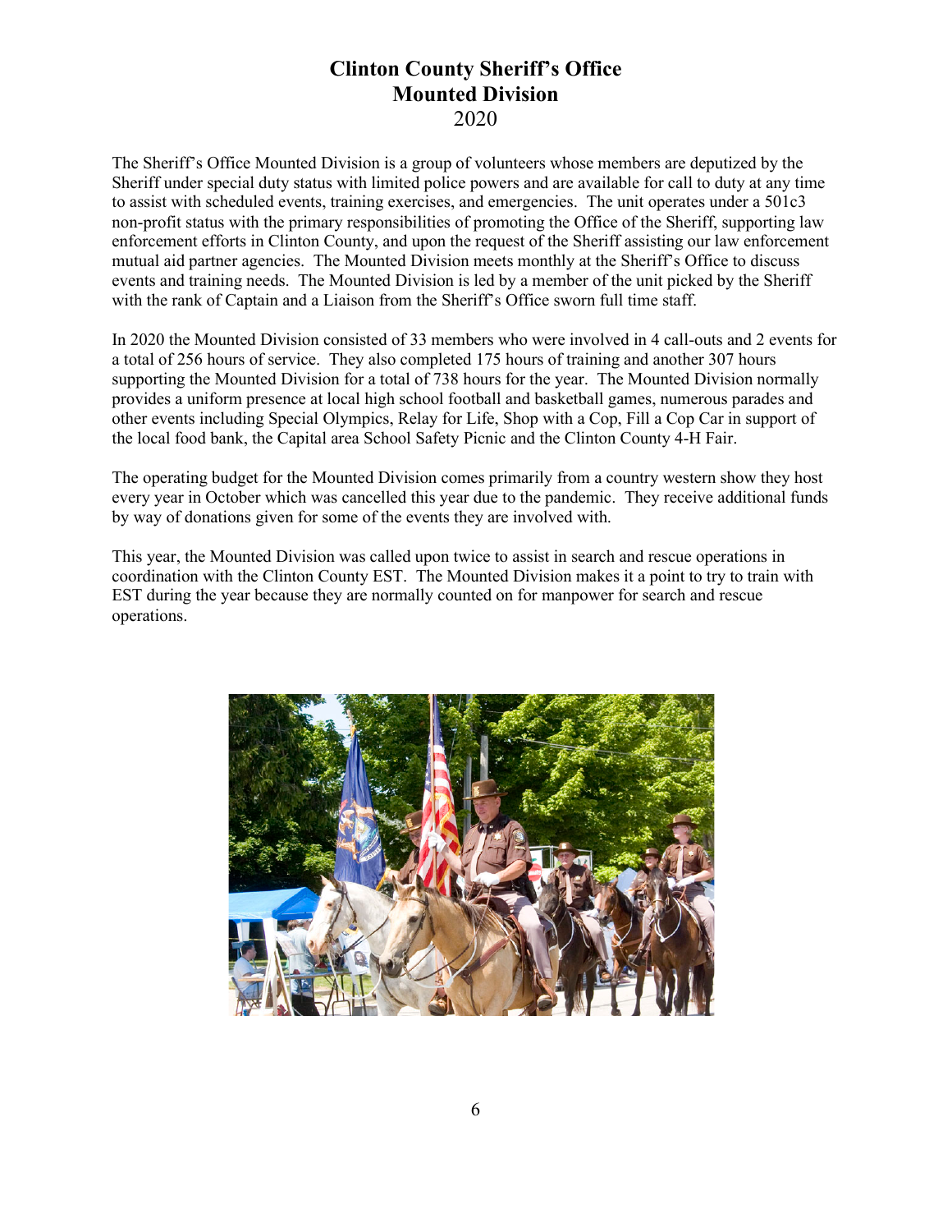# Clinton County Sheriff's Office
# Mounted Division

2020

The Sheriff's Office Mounted Division is a group of volunteers whose members are deputized by the Sheriff under special duty status with limited police powers and are available for call to duty at any time to assist with scheduled events, training exercises, and emergencies. The unit operates under a 501c3 non-profit status with the primary responsibilities of promoting the Office of the Sheriff, supporting law enforcement efforts in Clinton County, and upon the request of the Sheriff assisting our law enforcement mutual aid partner agencies. The Mounted Division meets monthly at the Sheriff's Office to discuss events and training needs. The Mounted Division is led by a member of the unit picked by the Sheriff with the rank of Captain and a Liaison from the Sheriff's Office sworn full time staff.

In 2020 the Mounted Division consisted of 33 members who were involved in 4 call-outs and 2 events for a total of 256 hours of service. They also completed 175 hours of training and another 307 hours supporting the Mounted Division for a total of 738 hours for the year. The Mounted Division normally provides a uniform presence at local high school football and basketball games, numerous parades and other events including Special Olympics, Relay for Life, Shop with a Cop, Fill a Cop Car in support of the local food bank, the Capital area School Safety Picnic and the Clinton County 4-H Fair.

The operating budget for the Mounted Division comes primarily from a country western show they host every year in October which was cancelled this year due to the pandemic. They receive additional funds by way of donations given for some of the events they are involved with.

This year, the Mounted Division was called upon twice to assist in search and rescue operations in coordination with the Clinton County EST. The Mounted Division makes it a point to try to train with EST during the year because they are normally counted on for manpower for search and rescue operations.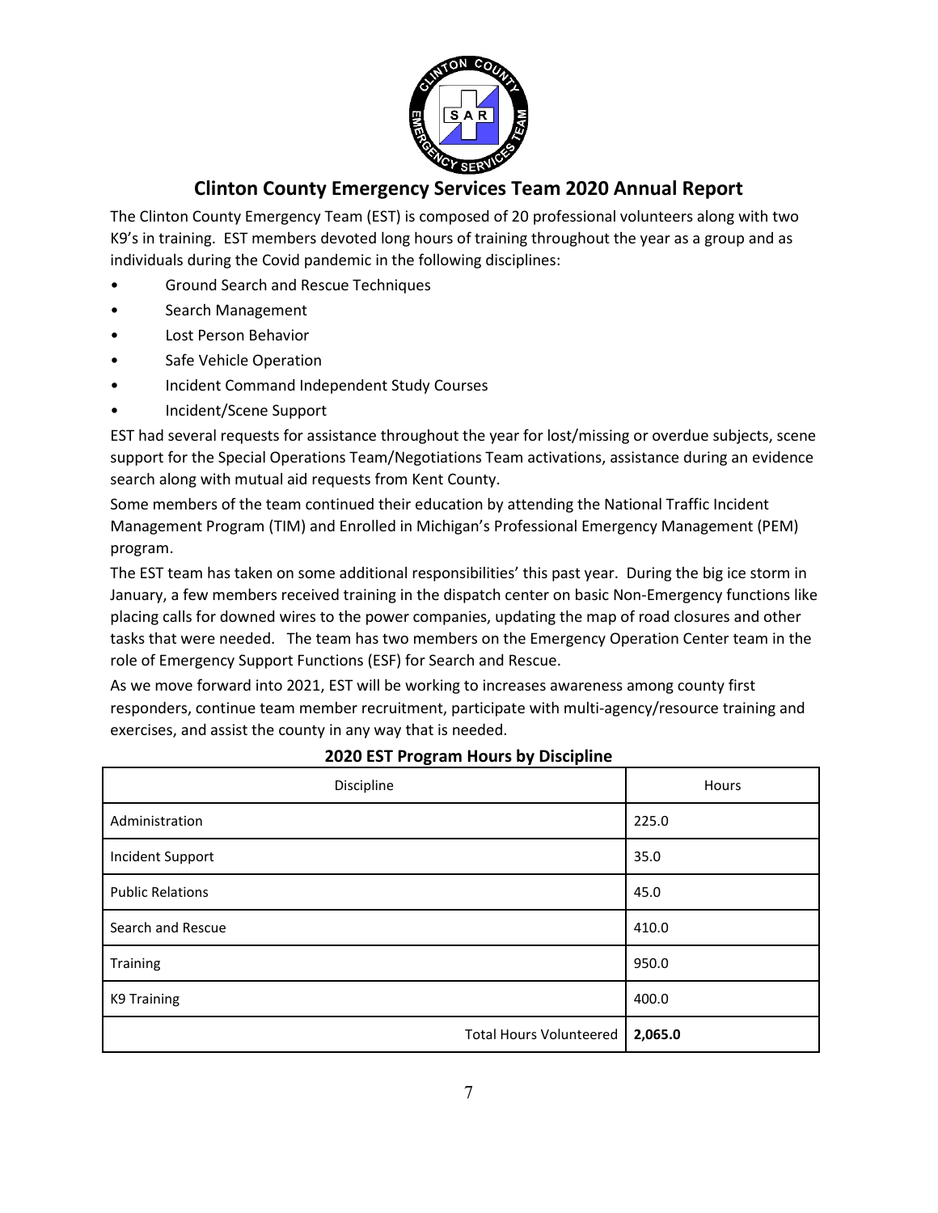## Clinton County Emergency Services Team 2020 Annual Report

The Clinton County Emergency Team (EST) is composed of 20 professional volunteers along with two K9's in training. EST members devoted long hours of training throughout the year as a group and as individuals during the Covid pandemic in the following disciplines:

- Ground Search and Rescue Techniques
- Search Management
- Lost Person Behavior
- Safe Vehicle Operation
- Incident Command Independent Study Courses
- Incident/Scene Support

EST had several requests for assistance throughout the year for lost/missing or overdue subjects, scene support for the Special Operations Team/Negotiations Team activations, assistance during an evidence search along with mutual aid requests from Kent County.

Some members of the team continued their education by attending the National Traffic Incident Management Program (TIM) and Enrolled in Michigan's Professional Emergency Management (PEM) program.

The EST team has taken on some additional responsibilities' this past year. During the big ice storm in January, a few members received training in the dispatch center on basic Non-Emergency functions like placing calls for downed wires to the power companies, updating the map of road closures and other tasks that were needed. The team has two members on the Emergency Operation Center team in the role of Emergency Support Functions (ESF) for Search and Rescue.

As we move forward into 2021, EST will be working to increases awareness among county first responders, continue team member recruitment, participate with multi-agency/resource training and exercises, and assist the county in any way that is needed.

**2020 EST Program Hours by Discipline**

| Discipline | Hours |
|---|---|
| Administration | 225.0 |
| Incident Support | 35.0 |
| Public Relations | 45.0 |
| Search and Rescue | 410.0 |
| Training | 950.0 |
| K9 Training | 400.0 |
| Total Hours Volunteered | **2,065.0** |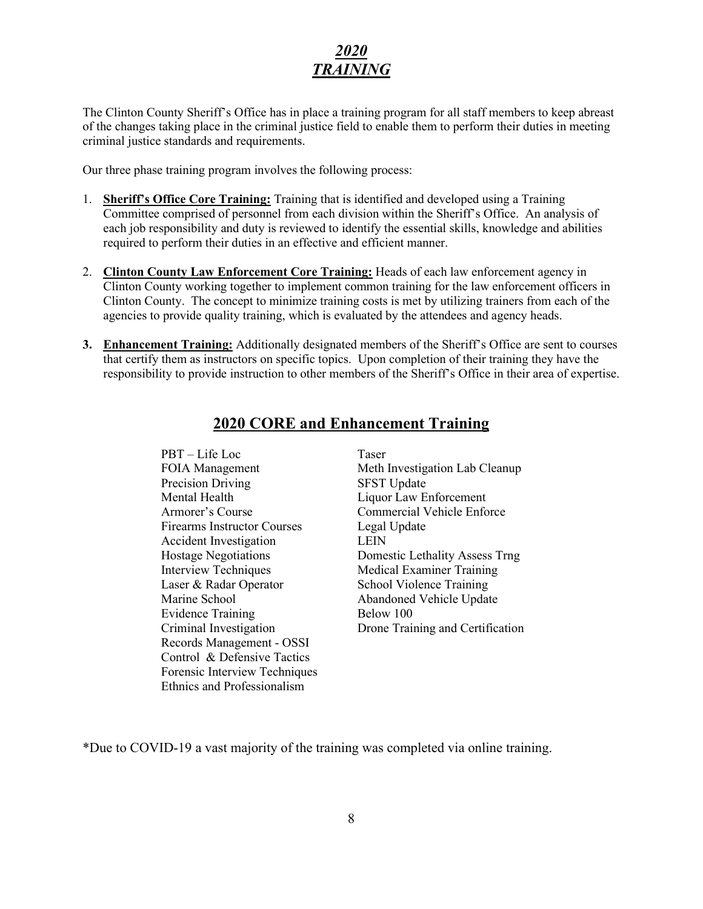# *2020*
# *TRAINING*

The Clinton County Sheriff's Office has in place a training program for all staff members to keep abreast of the changes taking place in the criminal justice field to enable them to perform their duties in meeting criminal justice standards and requirements.

Our three phase training program involves the following process:

1. **Sheriff's Office Core Training:** Training that is identified and developed using a Training Committee comprised of personnel from each division within the Sheriff's Office. An analysis of each job responsibility and duty is reviewed to identify the essential skills, knowledge and abilities required to perform their duties in an effective and efficient manner.

2. **Clinton County Law Enforcement Core Training:** Heads of each law enforcement agency in Clinton County working together to implement common training for the law enforcement officers in Clinton County. The concept to minimize training costs is met by utilizing trainers from each of the agencies to provide quality training, which is evaluated by the attendees and agency heads.

3. **Enhancement Training:** Additionally designated members of the Sheriff's Office are sent to courses that certify them as instructors on specific topics. Upon completion of their training they have the responsibility to provide instruction to other members of the Sheriff's Office in their area of expertise.

## 2020 CORE and Enhancement Training

- PBT – Life Loc
- FOIA Management
- Precision Driving
- Mental Health
- Armorer's Course
- Firearms Instructor Courses
- Accident Investigation
- Hostage Negotiations
- Interview Techniques
- Laser & Radar Operator
- Marine School
- Evidence Training
- Criminal Investigation
- Records Management - OSSI
- Control & Defensive Tactics
- Forensic Interview Techniques
- Ethnics and Professionalism
- Taser
- Meth Investigation Lab Cleanup
- SFST Update
- Liquor Law Enforcement
- Commercial Vehicle Enforce
- Legal Update
- LEIN
- Domestic Lethality Assess Trng
- Medical Examiner Training
- School Violence Training
- Abandoned Vehicle Update
- Below 100
- Drone Training and Certification

*Due to COVID-19 a vast majority of the training was completed via online training.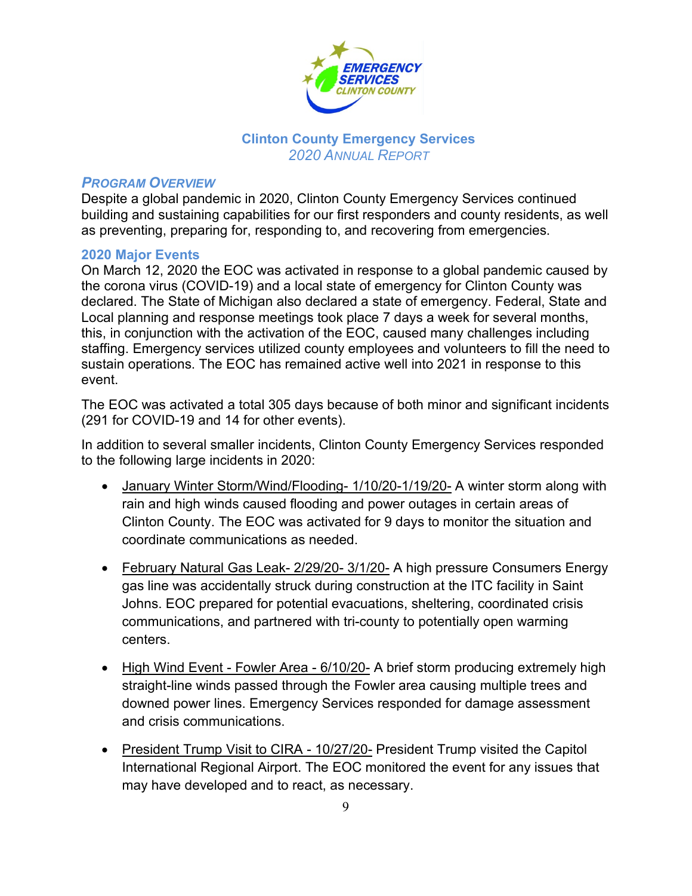# Clinton County Emergency Services

*2020 Annual Report*

## *Program Overview*

Despite a global pandemic in 2020, Clinton County Emergency Services continued building and sustaining capabilities for our first responders and county residents, as well as preventing, preparing for, responding to, and recovering from emergencies.

### 2020 Major Events

On March 12, 2020 the EOC was activated in response to a global pandemic caused by the corona virus (COVID-19) and a local state of emergency for Clinton County was declared. The State of Michigan also declared a state of emergency. Federal, State and Local planning and response meetings took place 7 days a week for several months, this, in conjunction with the activation of the EOC, caused many challenges including staffing. Emergency services utilized county employees and volunteers to fill the need to sustain operations. The EOC has remained active well into 2021 in response to this event.

The EOC was activated a total 305 days because of both minor and significant incidents (291 for COVID-19 and 14 for other events).

In addition to several smaller incidents, Clinton County Emergency Services responded to the following large incidents in 2020:

- <u>January Winter Storm/Wind/Flooding- 1/10/20-1/19/20-</u> A winter storm along with rain and high winds caused flooding and power outages in certain areas of Clinton County. The EOC was activated for 9 days to monitor the situation and coordinate communications as needed.
- <u>February Natural Gas Leak- 2/29/20- 3/1/20-</u> A high pressure Consumers Energy gas line was accidentally struck during construction at the ITC facility in Saint Johns. EOC prepared for potential evacuations, sheltering, coordinated crisis communications, and partnered with tri-county to potentially open warming centers.
- <u>High Wind Event - Fowler Area - 6/10/20-</u> A brief storm producing extremely high straight-line winds passed through the Fowler area causing multiple trees and downed power lines. Emergency Services responded for damage assessment and crisis communications.
- <u>President Trump Visit to CIRA - 10/27/20-</u> President Trump visited the Capitol International Regional Airport. The EOC monitored the event for any issues that may have developed and to react, as necessary.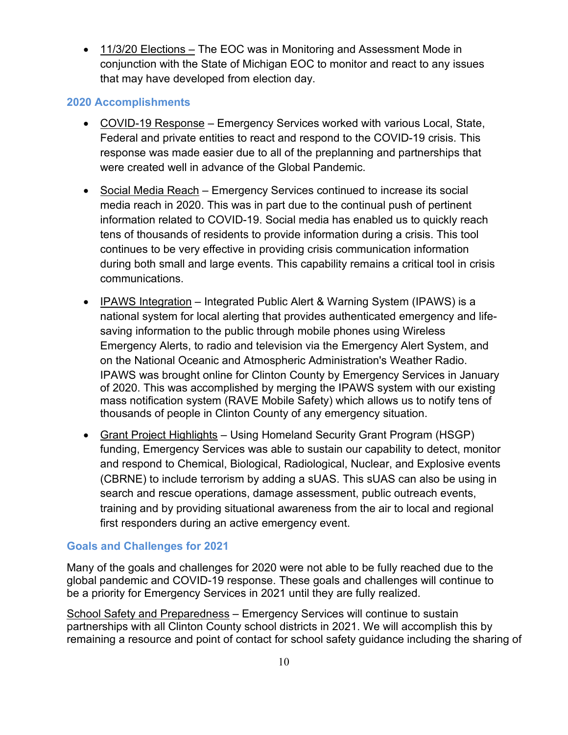- <u>11/3/20 Elections –</u> The EOC was in Monitoring and Assessment Mode in conjunction with the State of Michigan EOC to monitor and react to any issues that may have developed from election day.

### 2020 Accomplishments

- <u>COVID-19 Response</u> – Emergency Services worked with various Local, State, Federal and private entities to react and respond to the COVID-19 crisis. This response was made easier due to all of the preplanning and partnerships that were created well in advance of the Global Pandemic.

- <u>Social Media Reach</u> – Emergency Services continued to increase its social media reach in 2020. This was in part due to the continual push of pertinent information related to COVID-19. Social media has enabled us to quickly reach tens of thousands of residents to provide information during a crisis. This tool continues to be very effective in providing crisis communication information during both small and large events. This capability remains a critical tool in crisis communications.

- <u>IPAWS Integration</u> – Integrated Public Alert & Warning System (IPAWS) is a national system for local alerting that provides authenticated emergency and life-saving information to the public through mobile phones using Wireless Emergency Alerts, to radio and television via the Emergency Alert System, and on the National Oceanic and Atmospheric Administration's Weather Radio. IPAWS was brought online for Clinton County by Emergency Services in January of 2020. This was accomplished by merging the IPAWS system with our existing mass notification system (RAVE Mobile Safety) which allows us to notify tens of thousands of people in Clinton County of any emergency situation.

- <u>Grant Project Highlights</u> – Using Homeland Security Grant Program (HSGP) funding, Emergency Services was able to sustain our capability to detect, monitor and respond to Chemical, Biological, Radiological, Nuclear, and Explosive events (CBRNE) to include terrorism by adding a sUAS. This sUAS can also be using in search and rescue operations, damage assessment, public outreach events, training and by providing situational awareness from the air to local and regional first responders during an active emergency event.

### Goals and Challenges for 2021

Many of the goals and challenges for 2020 were not able to be fully reached due to the global pandemic and COVID-19 response. These goals and challenges will continue to be a priority for Emergency Services in 2021 until they are fully realized.

<u>School Safety and Preparedness</u> – Emergency Services will continue to sustain partnerships with all Clinton County school districts in 2021. We will accomplish this by remaining a resource and point of contact for school safety guidance including the sharing of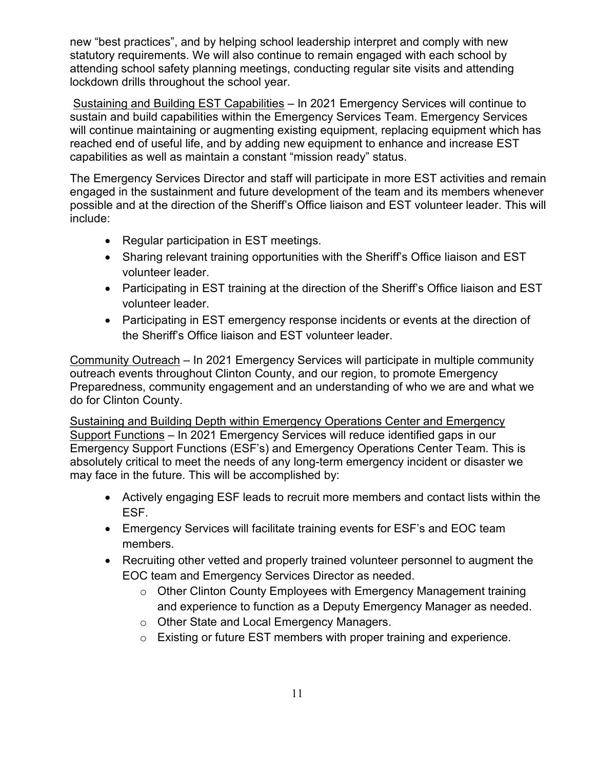new "best practices", and by helping school leadership interpret and comply with new statutory requirements. We will also continue to remain engaged with each school by attending school safety planning meetings, conducting regular site visits and attending lockdown drills throughout the school year.

<u>Sustaining and Building EST Capabilities</u> – In 2021 Emergency Services will continue to sustain and build capabilities within the Emergency Services Team. Emergency Services will continue maintaining or augmenting existing equipment, replacing equipment which has reached end of useful life, and by adding new equipment to enhance and increase EST capabilities as well as maintain a constant "mission ready" status.

The Emergency Services Director and staff will participate in more EST activities and remain engaged in the sustainment and future development of the team and its members whenever possible and at the direction of the Sheriff's Office liaison and EST volunteer leader. This will include:

- Regular participation in EST meetings.
- Sharing relevant training opportunities with the Sheriff's Office liaison and EST volunteer leader.
- Participating in EST training at the direction of the Sheriff's Office liaison and EST volunteer leader.
- Participating in EST emergency response incidents or events at the direction of the Sheriff's Office liaison and EST volunteer leader.

<u>Community Outreach</u> – In 2021 Emergency Services will participate in multiple community outreach events throughout Clinton County, and our region, to promote Emergency Preparedness, community engagement and an understanding of who we are and what we do for Clinton County.

<u>Sustaining and Building Depth within Emergency Operations Center and Emergency Support Functions</u> – In 2021 Emergency Services will reduce identified gaps in our Emergency Support Functions (ESF's) and Emergency Operations Center Team. This is absolutely critical to meet the needs of any long-term emergency incident or disaster we may face in the future. This will be accomplished by:

- Actively engaging ESF leads to recruit more members and contact lists within the ESF.
- Emergency Services will facilitate training events for ESF's and EOC team members.
- Recruiting other vetted and properly trained volunteer personnel to augment the EOC team and Emergency Services Director as needed.
  - Other Clinton County Employees with Emergency Management training and experience to function as a Deputy Emergency Manager as needed.
  - Other State and Local Emergency Managers.
  - Existing or future EST members with proper training and experience.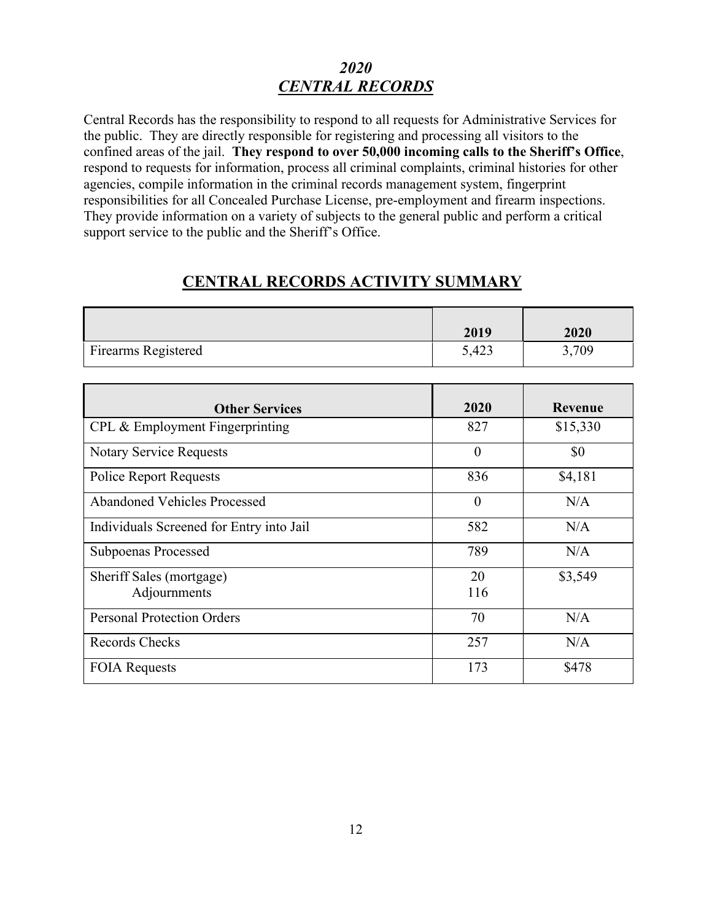# *2020*
# ***CENTRAL RECORDS***

Central Records has the responsibility to respond to all requests for Administrative Services for the public. They are directly responsible for registering and processing all visitors to the confined areas of the jail. **They respond to over 50,000 incoming calls to the Sheriff's Office**, respond to requests for information, process all criminal complaints, criminal histories for other agencies, compile information in the criminal records management system, fingerprint responsibilities for all Concealed Purchase License, pre-employment and firearm inspections. They provide information on a variety of subjects to the general public and perform a critical support service to the public and the Sheriff's Office.

## CENTRAL RECORDS ACTIVITY SUMMARY

| | 2019 | 2020 |
|---|---|---|
| Firearms Registered | 5,423 | 3,709 |

| Other Services | 2020 | Revenue |
|---|---|---|
| CPL & Employment Fingerprinting | 827 | $15,330 |
| Notary Service Requests | 0 | $0 |
| Police Report Requests | 836 | $4,181 |
| Abandoned Vehicles Processed | 0 | N/A |
| Individuals Screened for Entry into Jail | 582 | N/A |
| Subpoenas Processed | 789 | N/A |
| Sheriff Sales (mortgage)<br>Adjournments | 20<br>116 | $3,549 |
| Personal Protection Orders | 70 | N/A |
| Records Checks | 257 | N/A |
| FOIA Requests | 173 | $478 |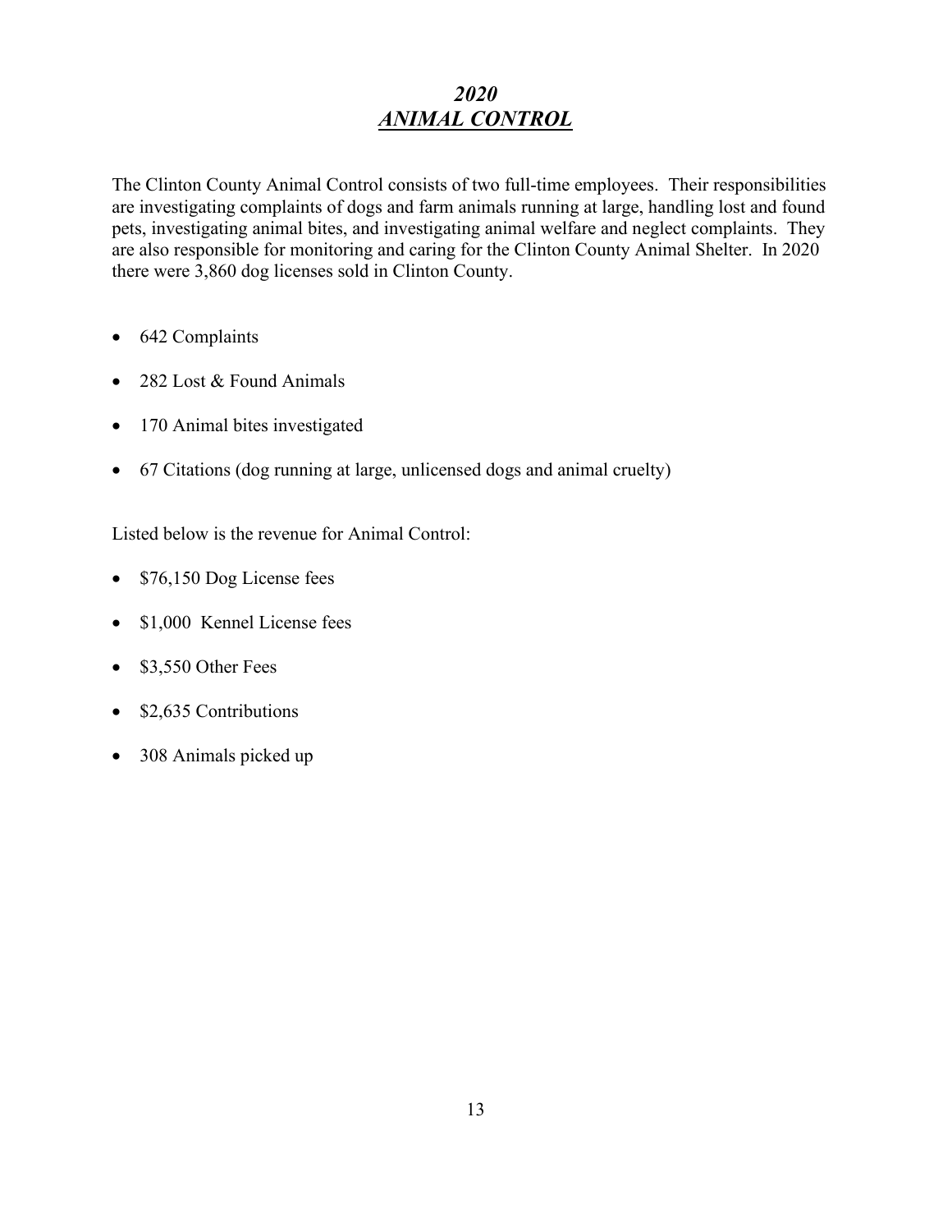## *2020*
## ***ANIMAL CONTROL***

The Clinton County Animal Control consists of two full-time employees. Their responsibilities are investigating complaints of dogs and farm animals running at large, handling lost and found pets, investigating animal bites, and investigating animal welfare and neglect complaints. They are also responsible for monitoring and caring for the Clinton County Animal Shelter. In 2020 there were 3,860 dog licenses sold in Clinton County.

- 642 Complaints
- 282 Lost & Found Animals
- 170 Animal bites investigated
- 67 Citations (dog running at large, unlicensed dogs and animal cruelty)

Listed below is the revenue for Animal Control:

- $76,150 Dog License fees
- $1,000 Kennel License fees
- $3,550 Other Fees
- $2,635 Contributions
- 308 Animals picked up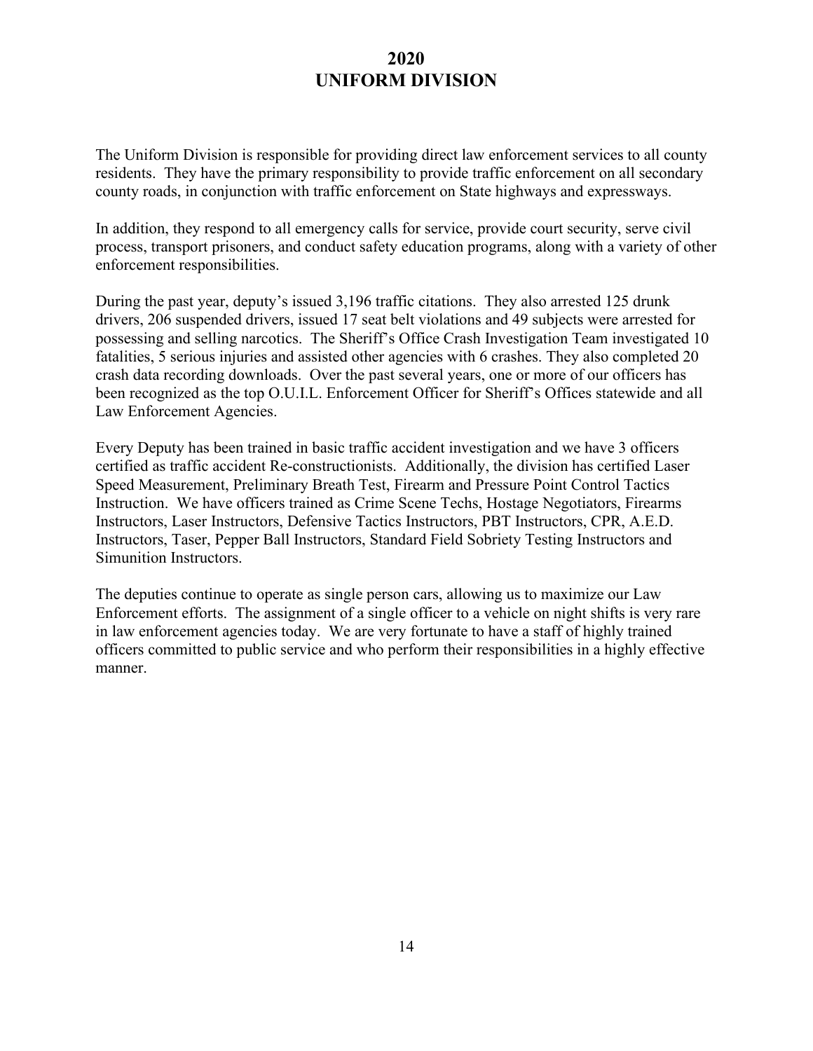# 2020
# UNIFORM DIVISION

The Uniform Division is responsible for providing direct law enforcement services to all county residents. They have the primary responsibility to provide traffic enforcement on all secondary county roads, in conjunction with traffic enforcement on State highways and expressways.

In addition, they respond to all emergency calls for service, provide court security, serve civil process, transport prisoners, and conduct safety education programs, along with a variety of other enforcement responsibilities.

During the past year, deputy's issued 3,196 traffic citations. They also arrested 125 drunk drivers, 206 suspended drivers, issued 17 seat belt violations and 49 subjects were arrested for possessing and selling narcotics. The Sheriff's Office Crash Investigation Team investigated 10 fatalities, 5 serious injuries and assisted other agencies with 6 crashes. They also completed 20 crash data recording downloads. Over the past several years, one or more of our officers has been recognized as the top O.U.I.L. Enforcement Officer for Sheriff's Offices statewide and all Law Enforcement Agencies.

Every Deputy has been trained in basic traffic accident investigation and we have 3 officers certified as traffic accident Re-constructionists. Additionally, the division has certified Laser Speed Measurement, Preliminary Breath Test, Firearm and Pressure Point Control Tactics Instruction. We have officers trained as Crime Scene Techs, Hostage Negotiators, Firearms Instructors, Laser Instructors, Defensive Tactics Instructors, PBT Instructors, CPR, A.E.D. Instructors, Taser, Pepper Ball Instructors, Standard Field Sobriety Testing Instructors and Simunition Instructors.

The deputies continue to operate as single person cars, allowing us to maximize our Law Enforcement efforts. The assignment of a single officer to a vehicle on night shifts is very rare in law enforcement agencies today. We are very fortunate to have a staff of highly trained officers committed to public service and who perform their responsibilities in a highly effective manner.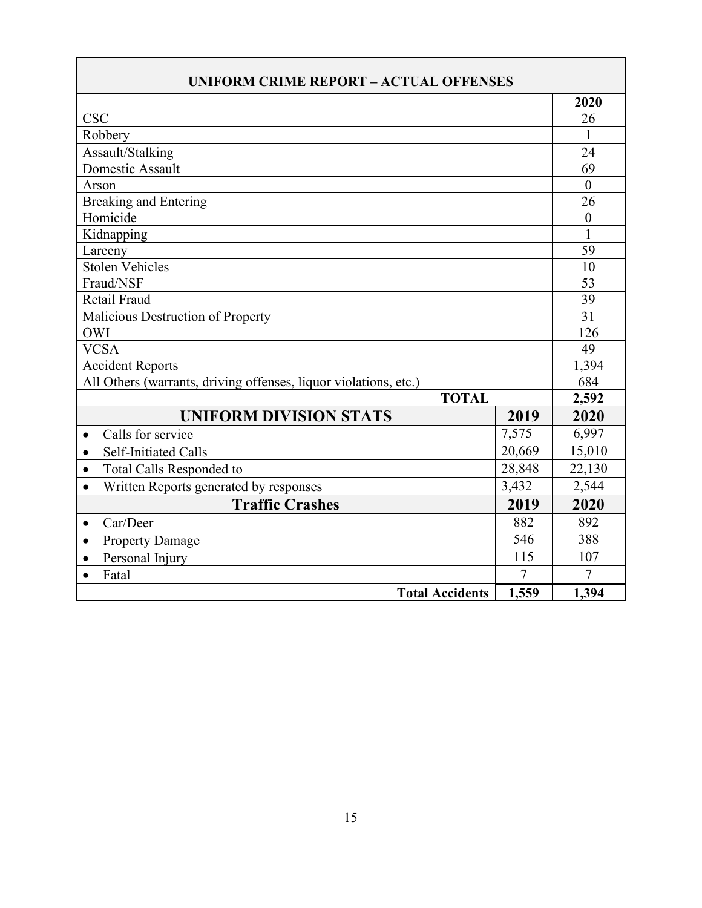| UNIFORM CRIME REPORT – ACTUAL OFFENSES | | |
|---|---|---|
| | | **2020** |
| CSC | | 26 |
| Robbery | | 1 |
| Assault/Stalking | | 24 |
| Domestic Assault | | 69 |
| Arson | | 0 |
| Breaking and Entering | | 26 |
| Homicide | | 0 |
| Kidnapping | | 1 |
| Larceny | | 59 |
| Stolen Vehicles | | 10 |
| Fraud/NSF | | 53 |
| Retail Fraud | | 39 |
| Malicious Destruction of Property | | 31 |
| OWI | | 126 |
| VCSA | | 49 |
| Accident Reports | | 1,394 |
| All Others (warrants, driving offenses, liquor violations, etc.) | | 684 |
| **TOTAL** | | **2,592** |
| **UNIFORM DIVISION STATS** | **2019** | **2020** |
| • Calls for service | 7,575 | 6,997 |
| • Self-Initiated Calls | 20,669 | 15,010 |
| • Total Calls Responded to | 28,848 | 22,130 |
| • Written Reports generated by responses | 3,432 | 2,544 |
| **Traffic Crashes** | **2019** | **2020** |
| • Car/Deer | 882 | 892 |
| • Property Damage | 546 | 388 |
| • Personal Injury | 115 | 107 |
| • Fatal | 7 | 7 |
| **Total Accidents** | **1,559** | **1,394** |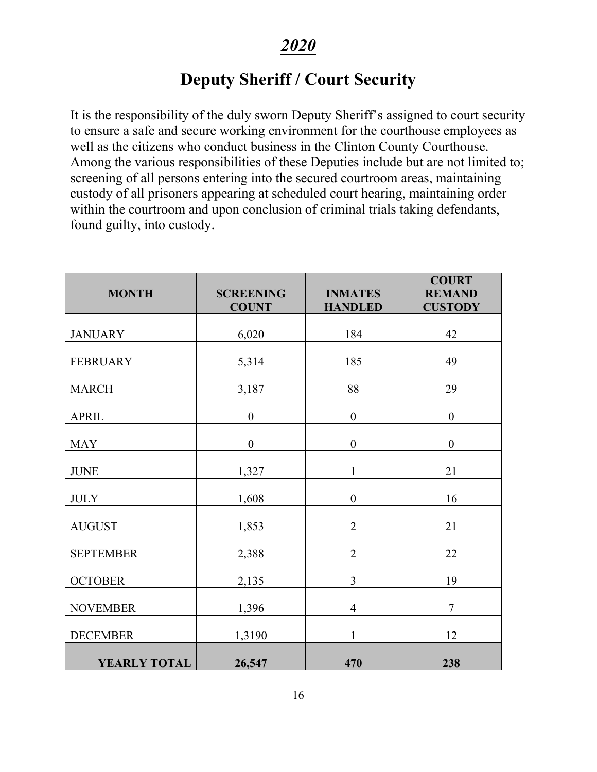# *2020*

## Deputy Sheriff / Court Security

It is the responsibility of the duly sworn Deputy Sheriff's assigned to court security to ensure a safe and secure working environment for the courthouse employees as well as the citizens who conduct business in the Clinton County Courthouse. Among the various responsibilities of these Deputies include but are not limited to; screening of all persons entering into the secured courtroom areas, maintaining custody of all prisoners appearing at scheduled court hearing, maintaining order within the courtroom and upon conclusion of criminal trials taking defendants, found guilty, into custody.

| MONTH | SCREENING COUNT | INMATES HANDLED | COURT REMAND CUSTODY |
|---|---|---|---|
| JANUARY | 6,020 | 184 | 42 |
| FEBRUARY | 5,314 | 185 | 49 |
| MARCH | 3,187 | 88 | 29 |
| APRIL | 0 | 0 | 0 |
| MAY | 0 | 0 | 0 |
| JUNE | 1,327 | 1 | 21 |
| JULY | 1,608 | 0 | 16 |
| AUGUST | 1,853 | 2 | 21 |
| SEPTEMBER | 2,388 | 2 | 22 |
| OCTOBER | 2,135 | 3 | 19 |
| NOVEMBER | 1,396 | 4 | 7 |
| DECEMBER | 1,3190 | 1 | 12 |
| **YEARLY TOTAL** | **26,547** | **470** | **238** |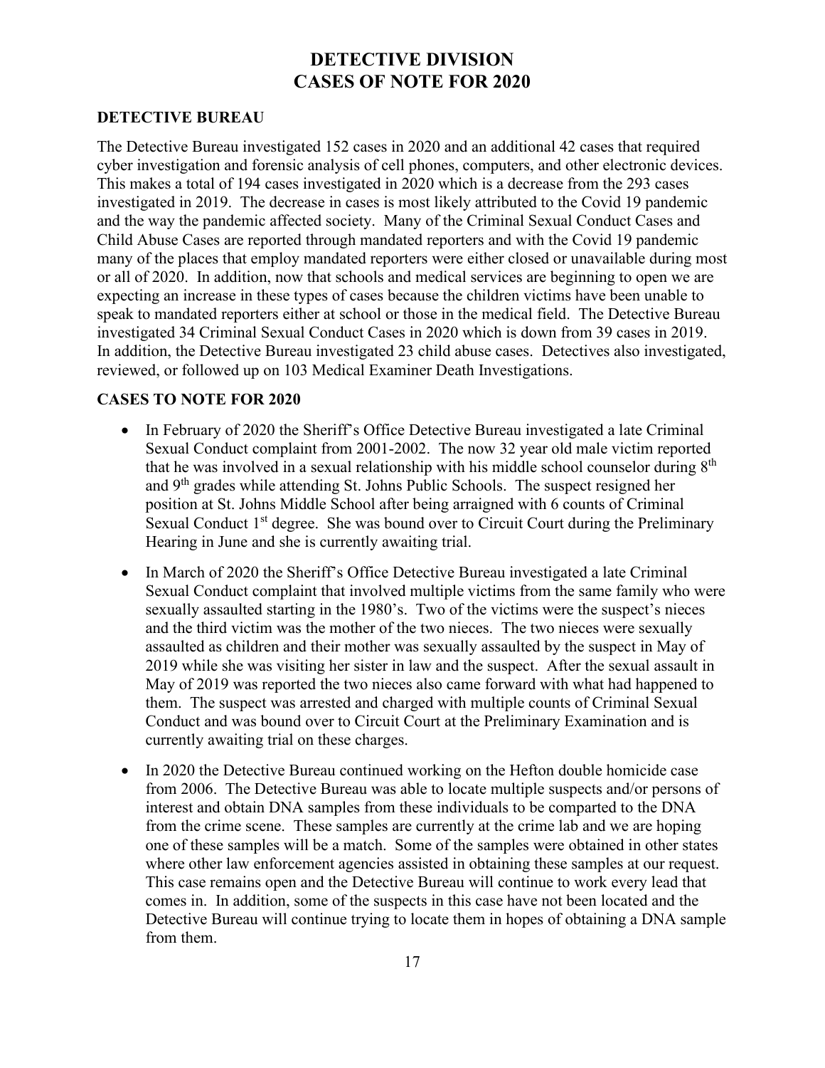# DETECTIVE DIVISION
# CASES OF NOTE FOR 2020

## DETECTIVE BUREAU

The Detective Bureau investigated 152 cases in 2020 and an additional 42 cases that required cyber investigation and forensic analysis of cell phones, computers, and other electronic devices. This makes a total of 194 cases investigated in 2020 which is a decrease from the 293 cases investigated in 2019. The decrease in cases is most likely attributed to the Covid 19 pandemic and the way the pandemic affected society. Many of the Criminal Sexual Conduct Cases and Child Abuse Cases are reported through mandated reporters and with the Covid 19 pandemic many of the places that employ mandated reporters were either closed or unavailable during most or all of 2020. In addition, now that schools and medical services are beginning to open we are expecting an increase in these types of cases because the children victims have been unable to speak to mandated reporters either at school or those in the medical field. The Detective Bureau investigated 34 Criminal Sexual Conduct Cases in 2020 which is down from 39 cases in 2019. In addition, the Detective Bureau investigated 23 child abuse cases. Detectives also investigated, reviewed, or followed up on 103 Medical Examiner Death Investigations.

## CASES TO NOTE FOR 2020

- In February of 2020 the Sheriff's Office Detective Bureau investigated a late Criminal Sexual Conduct complaint from 2001-2002. The now 32 year old male victim reported that he was involved in a sexual relationship with his middle school counselor during 8th and 9th grades while attending St. Johns Public Schools. The suspect resigned her position at St. Johns Middle School after being arraigned with 6 counts of Criminal Sexual Conduct 1st degree. She was bound over to Circuit Court during the Preliminary Hearing in June and she is currently awaiting trial.
- In March of 2020 the Sheriff's Office Detective Bureau investigated a late Criminal Sexual Conduct complaint that involved multiple victims from the same family who were sexually assaulted starting in the 1980's. Two of the victims were the suspect's nieces and the third victim was the mother of the two nieces. The two nieces were sexually assaulted as children and their mother was sexually assaulted by the suspect in May of 2019 while she was visiting her sister in law and the suspect. After the sexual assault in May of 2019 was reported the two nieces also came forward with what had happened to them. The suspect was arrested and charged with multiple counts of Criminal Sexual Conduct and was bound over to Circuit Court at the Preliminary Examination and is currently awaiting trial on these charges.
- In 2020 the Detective Bureau continued working on the Hefton double homicide case from 2006. The Detective Bureau was able to locate multiple suspects and/or persons of interest and obtain DNA samples from these individuals to be comparted to the DNA from the crime scene. These samples are currently at the crime lab and we are hoping one of these samples will be a match. Some of the samples were obtained in other states where other law enforcement agencies assisted in obtaining these samples at our request. This case remains open and the Detective Bureau will continue to work every lead that comes in. In addition, some of the suspects in this case have not been located and the Detective Bureau will continue trying to locate them in hopes of obtaining a DNA sample from them.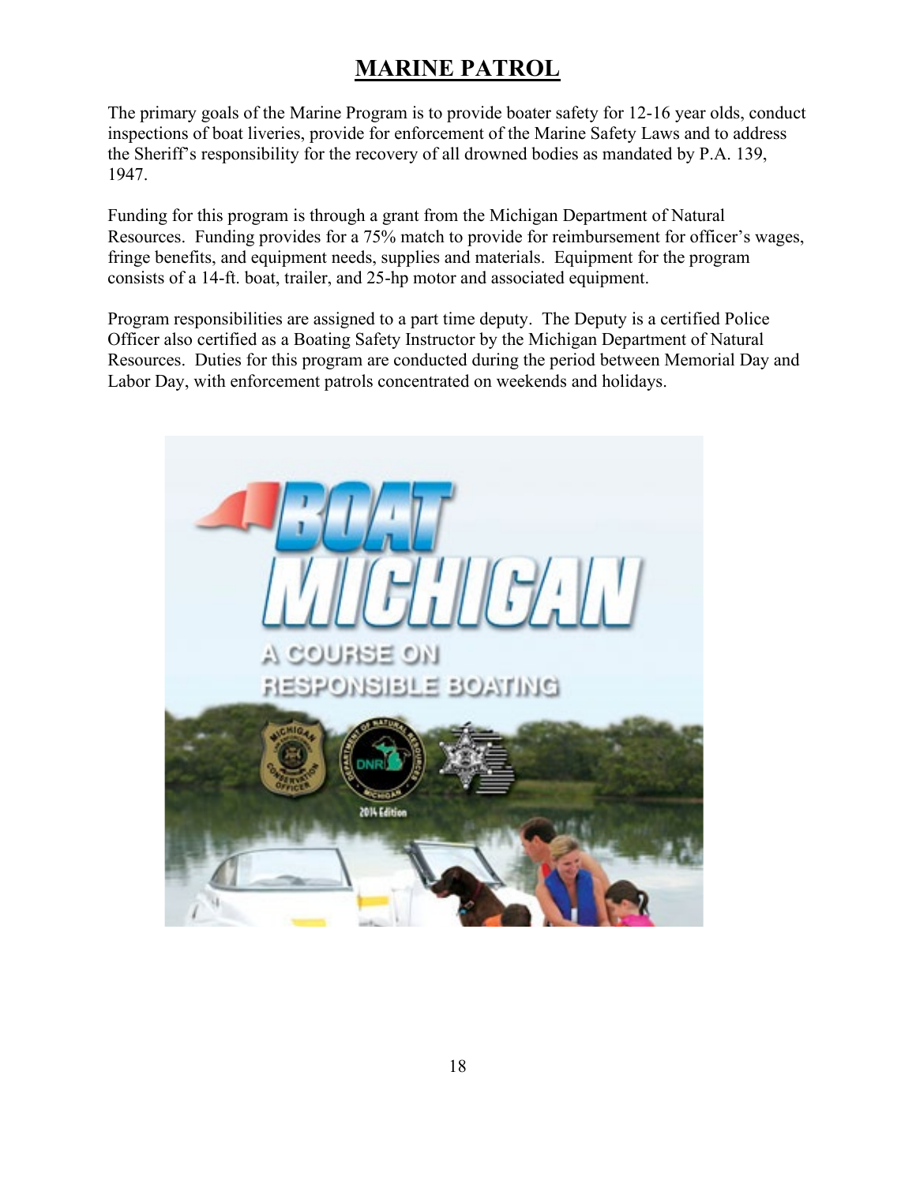# MARINE PATROL

The primary goals of the Marine Program is to provide boater safety for 12-16 year olds, conduct inspections of boat liveries, provide for enforcement of the Marine Safety Laws and to address the Sheriff's responsibility for the recovery of all drowned bodies as mandated by P.A. 139, 1947.

Funding for this program is through a grant from the Michigan Department of Natural Resources. Funding provides for a 75% match to provide for reimbursement for officer's wages, fringe benefits, and equipment needs, supplies and materials. Equipment for the program consists of a 14-ft. boat, trailer, and 25-hp motor and associated equipment.

Program responsibilities are assigned to a part time deputy. The Deputy is a certified Police Officer also certified as a Boating Safety Instructor by the Michigan Department of Natural Resources. Duties for this program are conducted during the period between Memorial Day and Labor Day, with enforcement patrols concentrated on weekends and holidays.